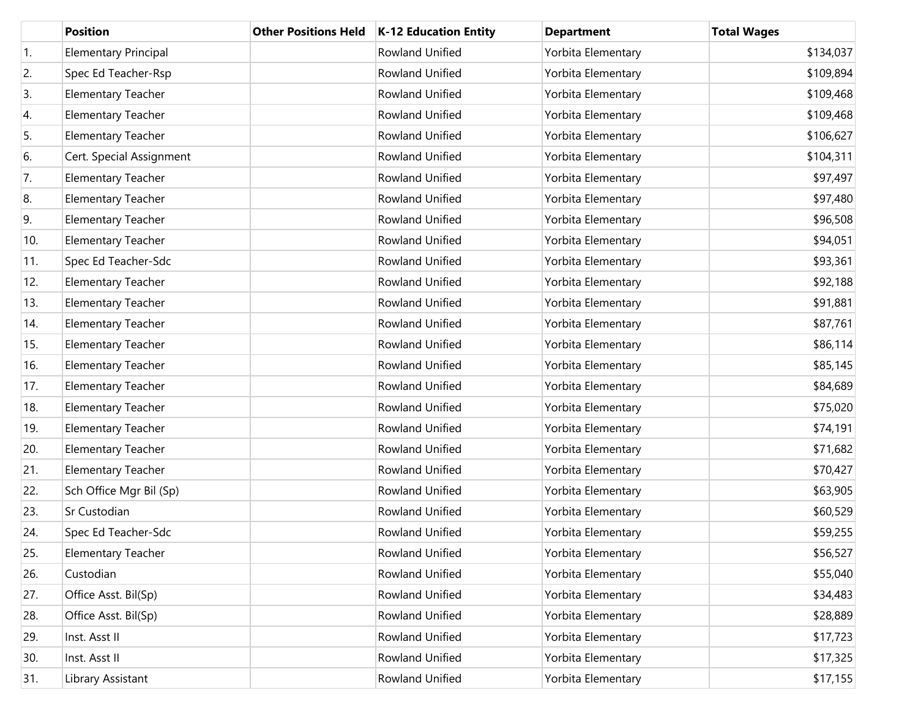| | Position | Other Positions Held | K-12 Education Entity | Department | Total Wages |
|---|---|---|---|---|---|
| 1. | Elementary Principal | | Rowland Unified | Yorbita Elementary | $134,037 |
| 2. | Spec Ed Teacher-Rsp | | Rowland Unified | Yorbita Elementary | $109,894 |
| 3. | Elementary Teacher | | Rowland Unified | Yorbita Elementary | $109,468 |
| 4. | Elementary Teacher | | Rowland Unified | Yorbita Elementary | $109,468 |
| 5. | Elementary Teacher | | Rowland Unified | Yorbita Elementary | $106,627 |
| 6. | Cert. Special Assignment | | Rowland Unified | Yorbita Elementary | $104,311 |
| 7. | Elementary Teacher | | Rowland Unified | Yorbita Elementary | $97,497 |
| 8. | Elementary Teacher | | Rowland Unified | Yorbita Elementary | $97,480 |
| 9. | Elementary Teacher | | Rowland Unified | Yorbita Elementary | $96,508 |
| 10. | Elementary Teacher | | Rowland Unified | Yorbita Elementary | $94,051 |
| 11. | Spec Ed Teacher-Sdc | | Rowland Unified | Yorbita Elementary | $93,361 |
| 12. | Elementary Teacher | | Rowland Unified | Yorbita Elementary | $92,188 |
| 13. | Elementary Teacher | | Rowland Unified | Yorbita Elementary | $91,881 |
| 14. | Elementary Teacher | | Rowland Unified | Yorbita Elementary | $87,761 |
| 15. | Elementary Teacher | | Rowland Unified | Yorbita Elementary | $86,114 |
| 16. | Elementary Teacher | | Rowland Unified | Yorbita Elementary | $85,145 |
| 17. | Elementary Teacher | | Rowland Unified | Yorbita Elementary | $84,689 |
| 18. | Elementary Teacher | | Rowland Unified | Yorbita Elementary | $75,020 |
| 19. | Elementary Teacher | | Rowland Unified | Yorbita Elementary | $74,191 |
| 20. | Elementary Teacher | | Rowland Unified | Yorbita Elementary | $71,682 |
| 21. | Elementary Teacher | | Rowland Unified | Yorbita Elementary | $70,427 |
| 22. | Sch Office Mgr Bil (Sp) | | Rowland Unified | Yorbita Elementary | $63,905 |
| 23. | Sr Custodian | | Rowland Unified | Yorbita Elementary | $60,529 |
| 24. | Spec Ed Teacher-Sdc | | Rowland Unified | Yorbita Elementary | $59,255 |
| 25. | Elementary Teacher | | Rowland Unified | Yorbita Elementary | $56,527 |
| 26. | Custodian | | Rowland Unified | Yorbita Elementary | $55,040 |
| 27. | Office Asst. Bil(Sp) | | Rowland Unified | Yorbita Elementary | $34,483 |
| 28. | Office Asst. Bil(Sp) | | Rowland Unified | Yorbita Elementary | $28,889 |
| 29. | Inst. Asst II | | Rowland Unified | Yorbita Elementary | $17,723 |
| 30. | Inst. Asst II | | Rowland Unified | Yorbita Elementary | $17,325 |
| 31. | Library Assistant | | Rowland Unified | Yorbita Elementary | $17,155 |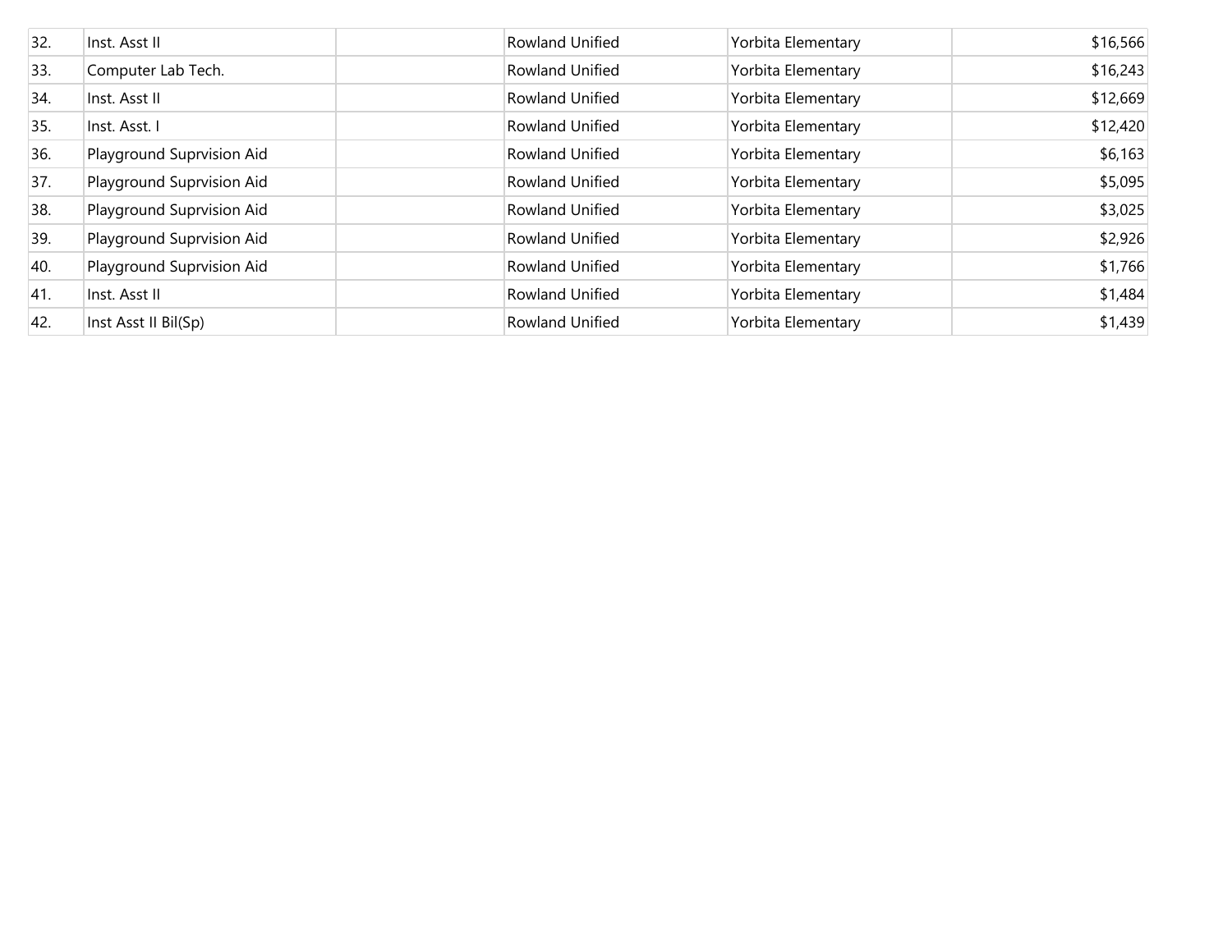| | | | | | |
|---|---|---|---|---|---|
| 32. | Inst. Asst II | | Rowland Unified | Yorbita Elementary | $16,566 |
| 33. | Computer Lab Tech. | | Rowland Unified | Yorbita Elementary | $16,243 |
| 34. | Inst. Asst II | | Rowland Unified | Yorbita Elementary | $12,669 |
| 35. | Inst. Asst. I | | Rowland Unified | Yorbita Elementary | $12,420 |
| 36. | Playground Suprvision Aid | | Rowland Unified | Yorbita Elementary | $6,163 |
| 37. | Playground Suprvision Aid | | Rowland Unified | Yorbita Elementary | $5,095 |
| 38. | Playground Suprvision Aid | | Rowland Unified | Yorbita Elementary | $3,025 |
| 39. | Playground Suprvision Aid | | Rowland Unified | Yorbita Elementary | $2,926 |
| 40. | Playground Suprvision Aid | | Rowland Unified | Yorbita Elementary | $1,766 |
| 41. | Inst. Asst II | | Rowland Unified | Yorbita Elementary | $1,484 |
| 42. | Inst Asst II Bil(Sp) | | Rowland Unified | Yorbita Elementary | $1,439 |